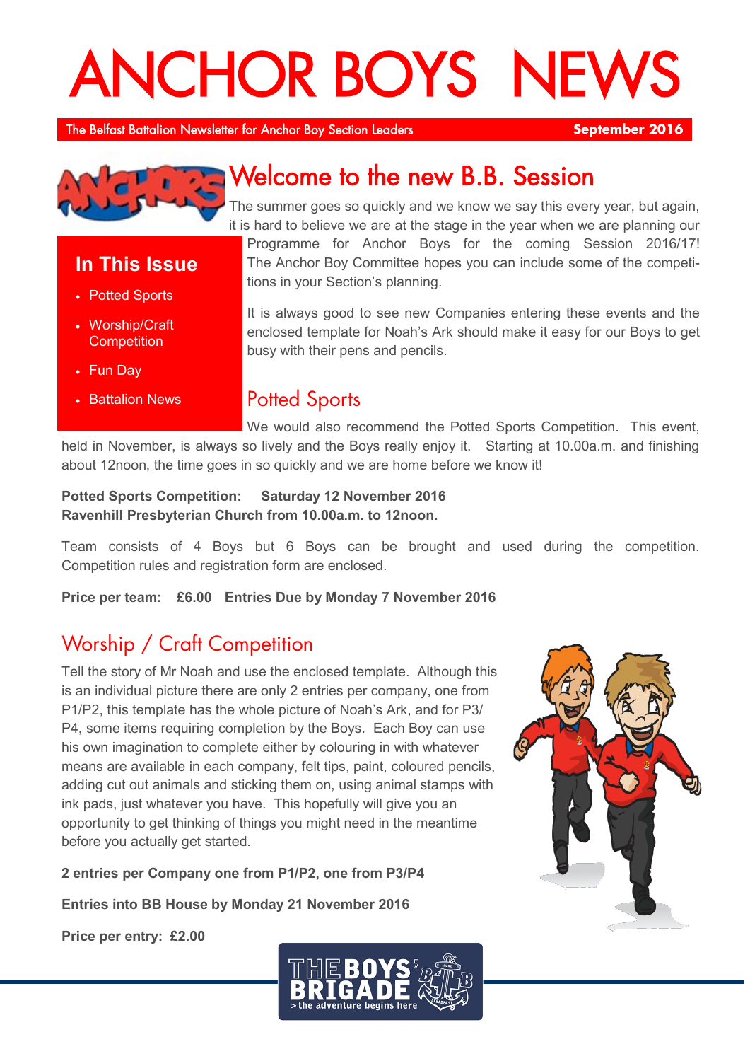# ANCHOR BOYS NEWS

The Belfast Battalion Newsletter for Anchor Boy Section Leaders — **September 2016**

### In This Issue

- Potted Sports
- Worship/Craft Competition
- Fun Day
- Battalion News

## Welcome to the new B.B. Session

The summer goes so quickly and we know we say this every year, but again, it is hard to believe we are at the stage in the year when we are planning our Programme for Anchor Boys for the coming Session 2016/17! The Anchor Boy Committee hopes you can include some of the competitions in your Section's planning.

It is always good to see new Companies entering these events and the enclosed template for Noah's Ark should make it easy for our Boys to get busy with their pens and pencils.

## Potted Sports

We would also recommend the Potted Sports Competition. This event, held in November, is always so lively and the Boys really enjoy it. Starting at 10.00a.m. and finishing about 12noon, the time goes in so quickly and we are home before we know it!

**Potted Sports Competition: Saturday 12 November 2016**
**Ravenhill Presbyterian Church from 10.00a.m. to 12noon.**

Team consists of 4 Boys but 6 Boys can be brought and used during the competition. Competition rules and registration form are enclosed.

**Price per team: £6.00 Entries Due by Monday 7 November 2016**

## Worship / Craft Competition

Tell the story of Mr Noah and use the enclosed template. Although this is an individual picture there are only 2 entries per company, one from P1/P2, this template has the whole picture of Noah's Ark, and for P3/P4, some items requiring completion by the Boys. Each Boy can use his own imagination to complete either by colouring in with whatever means are available in each company, felt tips, paint, coloured pencils, adding cut out animals and sticking them on, using animal stamps with ink pads, just whatever you have. This hopefully will give you an opportunity to get thinking of things you might need in the meantime before you actually get started.

**2 entries per Company one from P1/P2, one from P3/P4**

**Entries into BB House by Monday 21 November 2016**

**Price per entry: £2.00**

THE BOYS' BRIGADE > the adventure begins here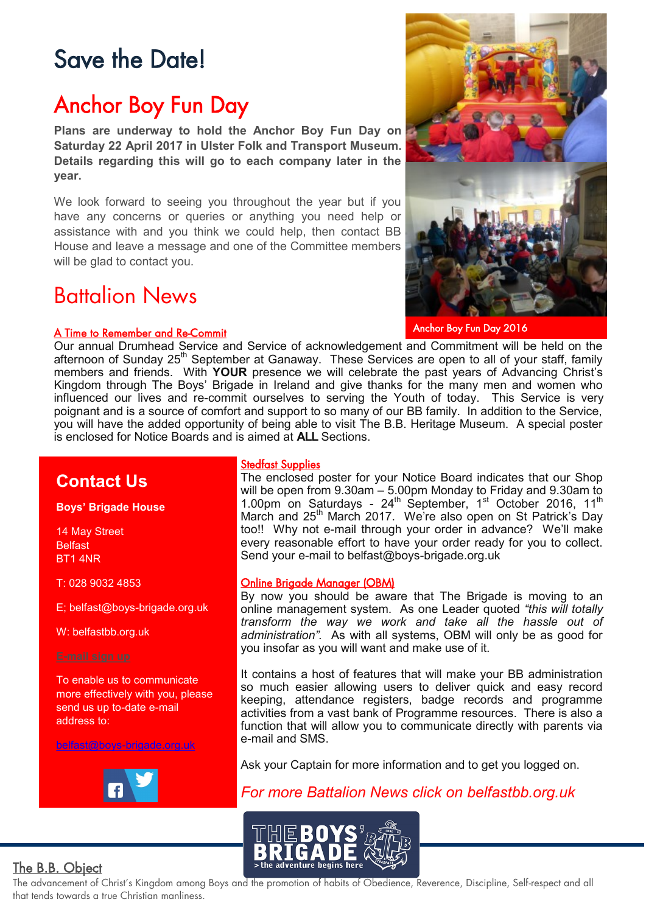# Save the Date!

## Anchor Boy Fun Day

**Plans are underway to hold the Anchor Boy Fun Day on Saturday 22 April 2017 in Ulster Folk and Transport Museum. Details regarding this will go to each company later in the year.**

We look forward to seeing you throughout the year but if you have any concerns or queries or anything you need help or assistance with and you think we could help, then contact BB House and leave a message and one of the Committee members will be glad to contact you.

Anchor Boy Fun Day 2016

## Battalion News

### A Time to Remember and Re-Commit

Our annual Drumhead Service and Service of acknowledgement and Commitment will be held on the afternoon of Sunday 25th September at Ganaway. These Services are open to all of your staff, family members and friends. With **YOUR** presence we will celebrate the past years of Advancing Christ's Kingdom through The Boys' Brigade in Ireland and give thanks for the many men and women who influenced our lives and re-commit ourselves to serving the Youth of today. This Service is very poignant and is a source of comfort and support to so many of our BB family. In addition to the Service, you will have the added opportunity of being able to visit The B.B. Heritage Museum. A special poster is enclosed for Notice Boards and is aimed at **ALL** Sections.

### Stedfast Supplies

The enclosed poster for your Notice Board indicates that our Shop will be open from 9.30am – 5.00pm Monday to Friday and 9.30am to 1.00pm on Saturdays - 24th September, 1st October 2016, 11th March and 25th March 2017. We're also open on St Patrick's Day too!! Why not e-mail through your order in advance? We'll make every reasonable effort to have your order ready for you to collect. Send your e-mail to belfast@boys-brigade.org.uk

### Online Brigade Manager (OBM)

By now you should be aware that The Brigade is moving to an online management system. As one Leader quoted *"this will totally transform the way we work and take all the hassle out of administration".* As with all systems, OBM will only be as good for you insofar as you will want and make use of it.

It contains a host of features that will make your BB administration so much easier allowing users to deliver quick and easy record keeping, attendance registers, badge records and programme activities from a vast bank of Programme resources. There is also a function that will allow you to communicate directly with parents via e-mail and SMS.

Ask your Captain for more information and to get you logged on.

*For more Battalion News click on belfastbb.org.uk*

## Contact Us

**Boys' Brigade House**

14 May Street
Belfast
BT1 4NR

T: 028 9032 4853

E; belfast@boys-brigade.org.uk

W: belfastbb.org.uk

E-mail sign up

To enable us to communicate more effectively with you, please send us up to-date e-mail address to:

belfast@boys-brigade.org.uk

THE BOYS' BRIGADE > the adventure begins here

### The B.B. Object

The advancement of Christ's Kingdom among Boys and the promotion of habits of Obedience, Reverence, Discipline, Self-respect and all that tends towards a true Christian manliness.